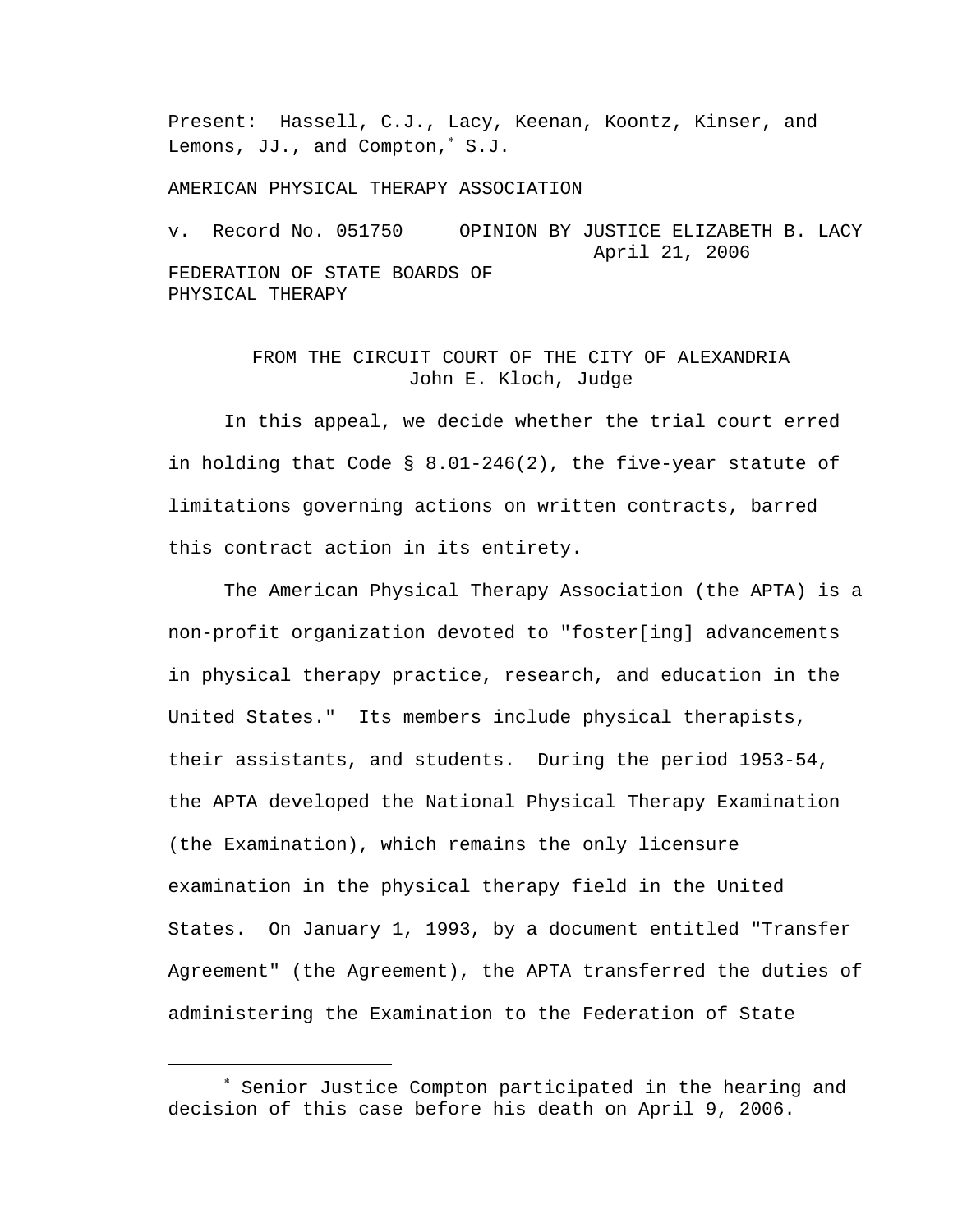Present: Hassell, C.J., Lacy, Keenan, Koontz, Kinser, and Lemons, JJ., and Compton,[*] S.J.

AMERICAN PHYSICAL THERAPY ASSOCIATION

v. Record No. 051750 OPINION BY JUSTICE ELIZABETH B. LACY
April 21, 2006

FEDERATION OF STATE BOARDS OF PHYSICAL THERAPY

FROM THE CIRCUIT COURT OF THE CITY OF ALEXANDRIA
John E. Kloch, Judge

In this appeal, we decide whether the trial court erred in holding that Code § 8.01-246(2), the five-year statute of limitations governing actions on written contracts, barred this contract action in its entirety.

The American Physical Therapy Association (the APTA) is a non-profit organization devoted to "foster[ing] advancements in physical therapy practice, research, and education in the United States." Its members include physical therapists, their assistants, and students. During the period 1953-54, the APTA developed the National Physical Therapy Examination (the Examination), which remains the only licensure examination in the physical therapy field in the United States. On January 1, 1993, by a document entitled "Transfer Agreement" (the Agreement), the APTA transferred the duties of administering the Examination to the Federation of State

---

[*] Senior Justice Compton participated in the hearing and decision of this case before his death on April 9, 2006.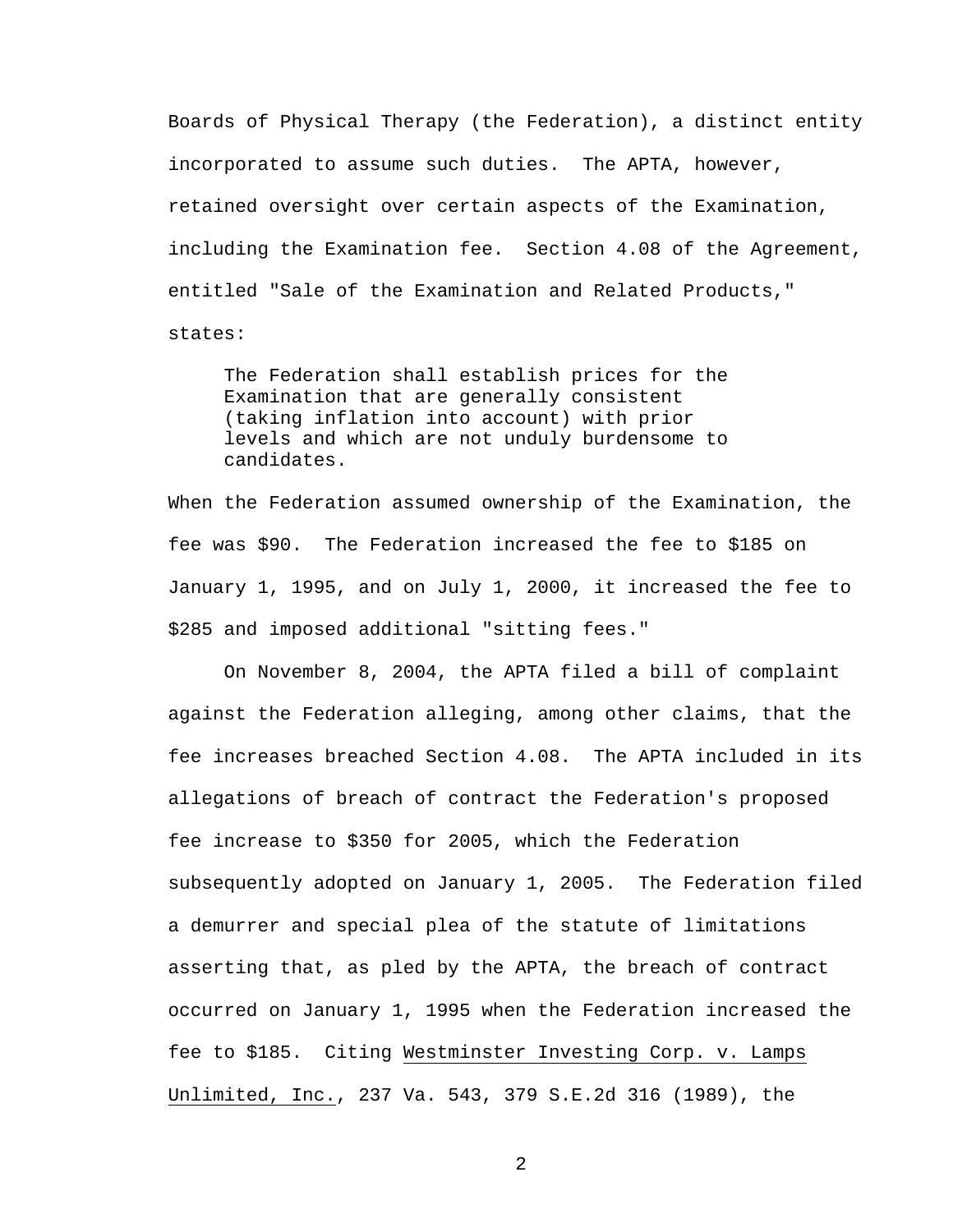Boards of Physical Therapy (the Federation), a distinct entity incorporated to assume such duties. The APTA, however, retained oversight over certain aspects of the Examination, including the Examination fee. Section 4.08 of the Agreement, entitled "Sale of the Examination and Related Products," states:

> The Federation shall establish prices for the Examination that are generally consistent (taking inflation into account) with prior levels and which are not unduly burdensome to candidates.

When the Federation assumed ownership of the Examination, the fee was $90. The Federation increased the fee to $185 on January 1, 1995, and on July 1, 2000, it increased the fee to $285 and imposed additional "sitting fees."

On November 8, 2004, the APTA filed a bill of complaint against the Federation alleging, among other claims, that the fee increases breached Section 4.08. The APTA included in its allegations of breach of contract the Federation's proposed fee increase to $350 for 2005, which the Federation subsequently adopted on January 1, 2005. The Federation filed a demurrer and special plea of the statute of limitations asserting that, as pled by the APTA, the breach of contract occurred on January 1, 1995 when the Federation increased the fee to $185. Citing <u>Westminster Investing Corp. v. Lamps Unlimited, Inc.</u>, 237 Va. 543, 379 S.E.2d 316 (1989), the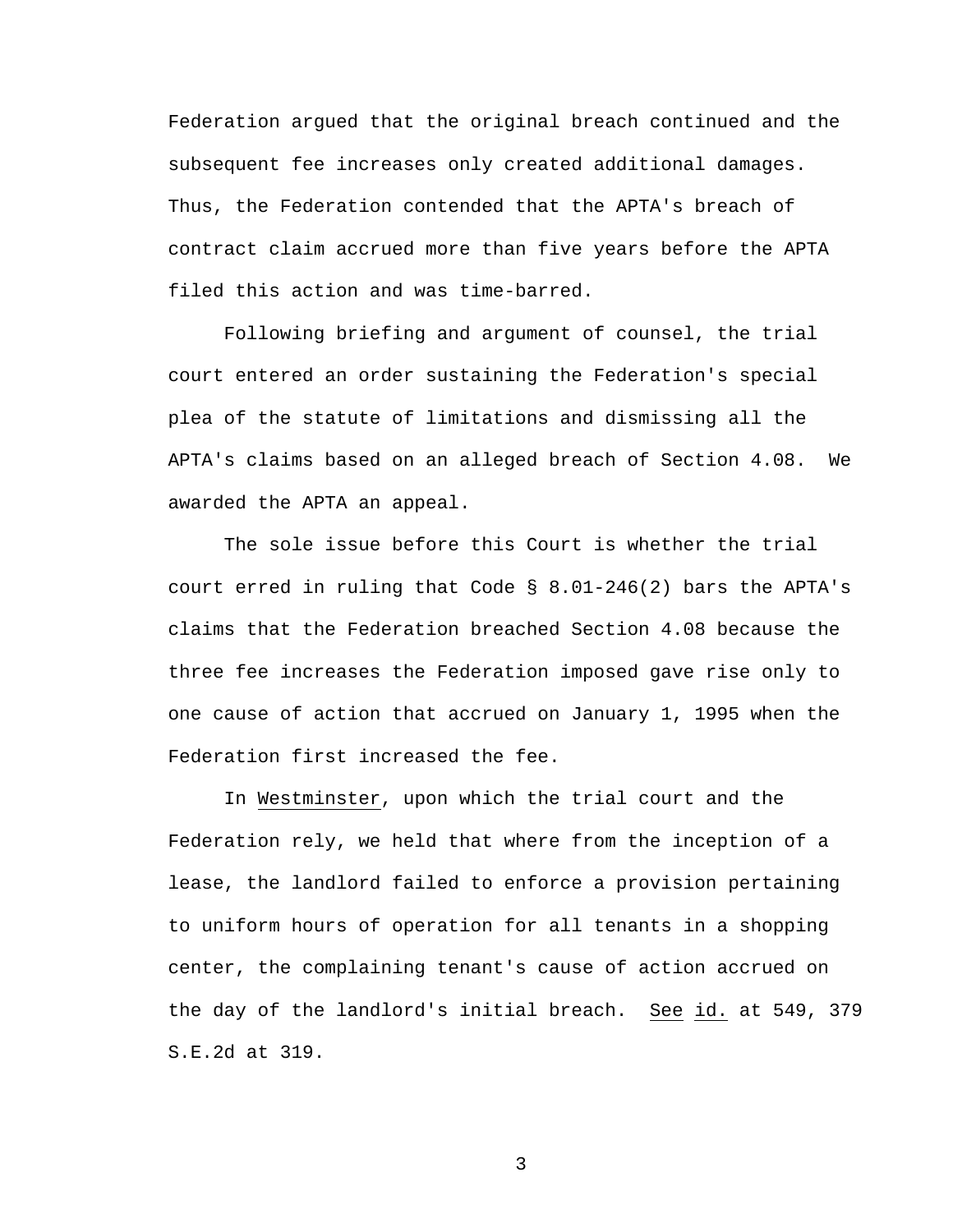Federation argued that the original breach continued and the subsequent fee increases only created additional damages. Thus, the Federation contended that the APTA's breach of contract claim accrued more than five years before the APTA filed this action and was time-barred.

Following briefing and argument of counsel, the trial court entered an order sustaining the Federation's special plea of the statute of limitations and dismissing all the APTA's claims based on an alleged breach of Section 4.08. We awarded the APTA an appeal.

The sole issue before this Court is whether the trial court erred in ruling that Code § 8.01-246(2) bars the APTA's claims that the Federation breached Section 4.08 because the three fee increases the Federation imposed gave rise only to one cause of action that accrued on January 1, 1995 when the Federation first increased the fee.

In Westminster, upon which the trial court and the Federation rely, we held that where from the inception of a lease, the landlord failed to enforce a provision pertaining to uniform hours of operation for all tenants in a shopping center, the complaining tenant's cause of action accrued on the day of the landlord's initial breach. See id. at 549, 379 S.E.2d at 319.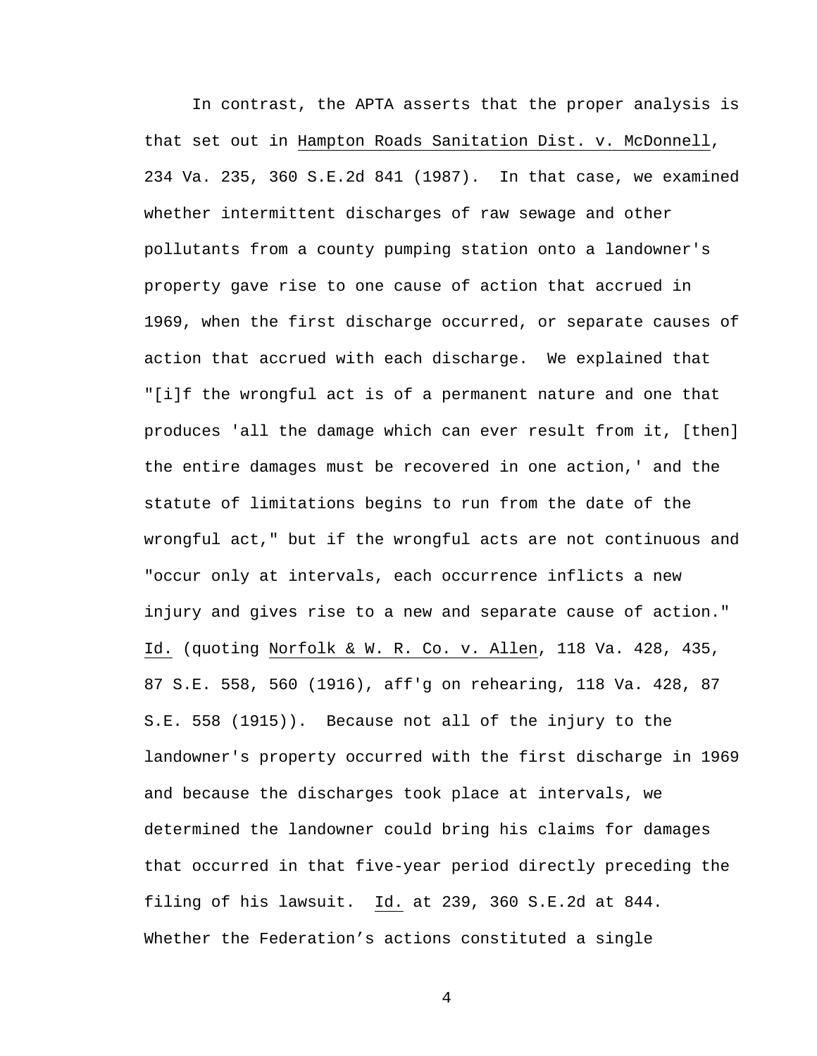In contrast, the APTA asserts that the proper analysis is that set out in Hampton Roads Sanitation Dist. v. McDonnell, 234 Va. 235, 360 S.E.2d 841 (1987). In that case, we examined whether intermittent discharges of raw sewage and other pollutants from a county pumping station onto a landowner's property gave rise to one cause of action that accrued in 1969, when the first discharge occurred, or separate causes of action that accrued with each discharge. We explained that "[i]f the wrongful act is of a permanent nature and one that produces 'all the damage which can ever result from it, [then] the entire damages must be recovered in one action,' and the statute of limitations begins to run from the date of the wrongful act," but if the wrongful acts are not continuous and "occur only at intervals, each occurrence inflicts a new injury and gives rise to a new and separate cause of action." Id. (quoting Norfolk & W. R. Co. v. Allen, 118 Va. 428, 435, 87 S.E. 558, 560 (1916), aff'g on rehearing, 118 Va. 428, 87 S.E. 558 (1915)). Because not all of the injury to the landowner's property occurred with the first discharge in 1969 and because the discharges took place at intervals, we determined the landowner could bring his claims for damages that occurred in that five-year period directly preceding the filing of his lawsuit. Id. at 239, 360 S.E.2d at 844. Whether the Federation's actions constituted a single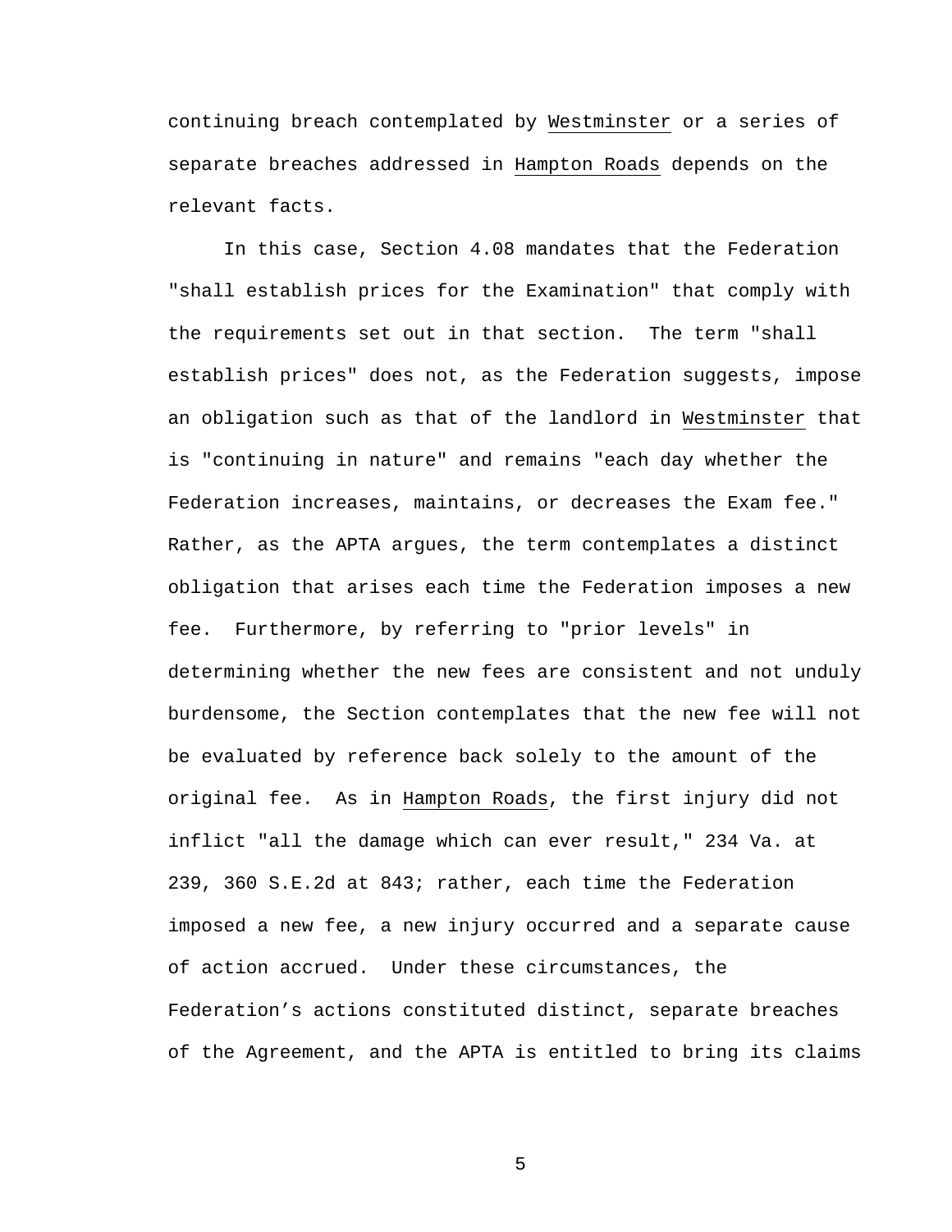continuing breach contemplated by Westminster or a series of separate breaches addressed in Hampton Roads depends on the relevant facts.

In this case, Section 4.08 mandates that the Federation "shall establish prices for the Examination" that comply with the requirements set out in that section. The term "shall establish prices" does not, as the Federation suggests, impose an obligation such as that of the landlord in Westminster that is "continuing in nature" and remains "each day whether the Federation increases, maintains, or decreases the Exam fee." Rather, as the APTA argues, the term contemplates a distinct obligation that arises each time the Federation imposes a new fee. Furthermore, by referring to "prior levels" in determining whether the new fees are consistent and not unduly burdensome, the Section contemplates that the new fee will not be evaluated by reference back solely to the amount of the original fee. As in Hampton Roads, the first injury did not inflict "all the damage which can ever result," 234 Va. at 239, 360 S.E.2d at 843; rather, each time the Federation imposed a new fee, a new injury occurred and a separate cause of action accrued. Under these circumstances, the Federation's actions constituted distinct, separate breaches of the Agreement, and the APTA is entitled to bring its claims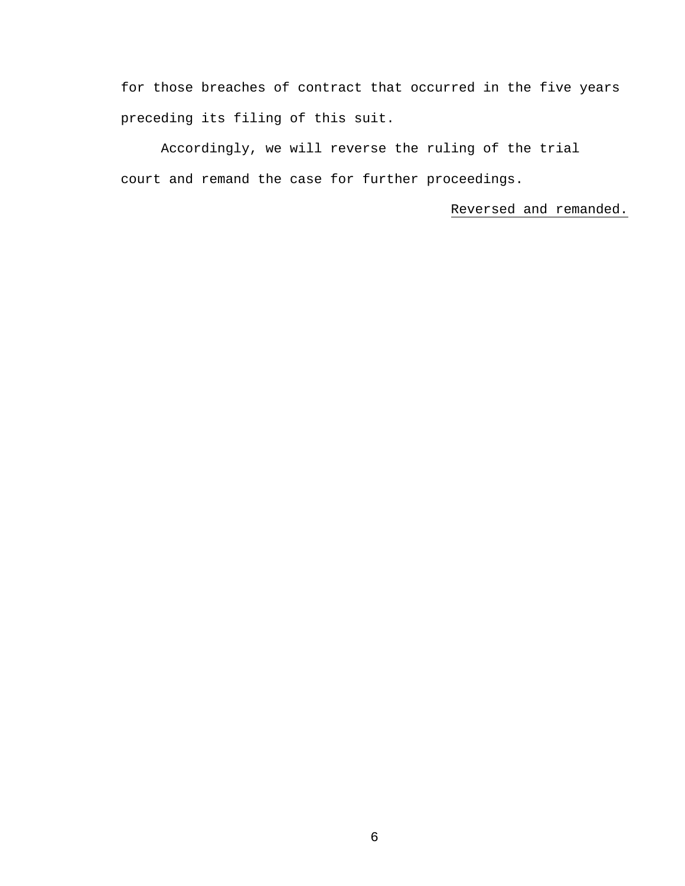for those breaches of contract that occurred in the five years preceding its filing of this suit.

Accordingly, we will reverse the ruling of the trial court and remand the case for further proceedings.

Reversed and remanded.